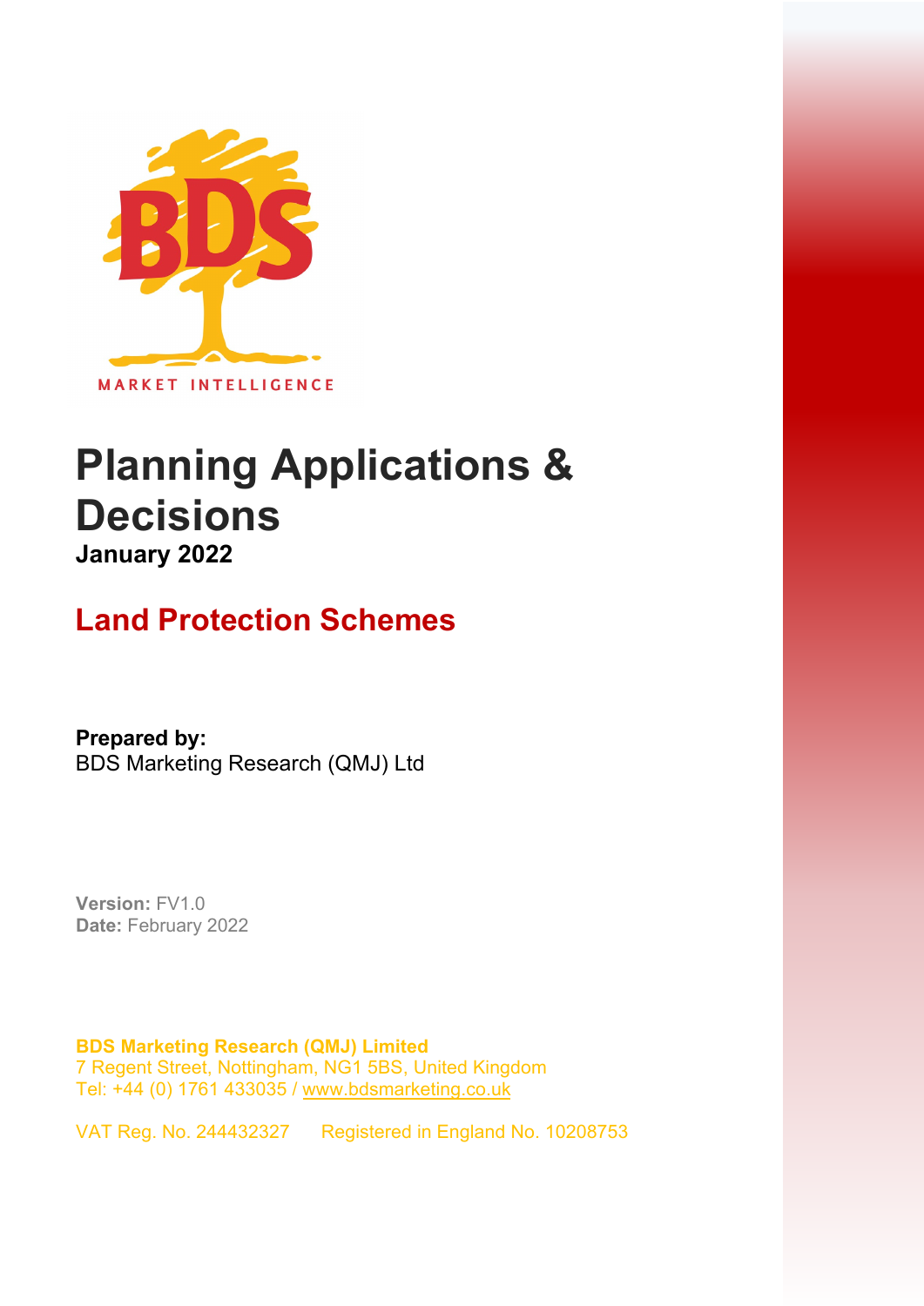BDS

MARKET INTELLIGENCE

# Planning Applications & Decisions

**January 2022**

## Land Protection Schemes

**Prepared by:**
BDS Marketing Research (QMJ) Ltd

**Version:** FV1.0
**Date:** February 2022

**BDS Marketing Research (QMJ) Limited**
7 Regent Street, Nottingham, NG1 5BS, United Kingdom
Tel: +44 (0) 1761 433035 / www.bdsmarketing.co.uk

VAT Reg. No. 244432327 Registered in England No. 10208753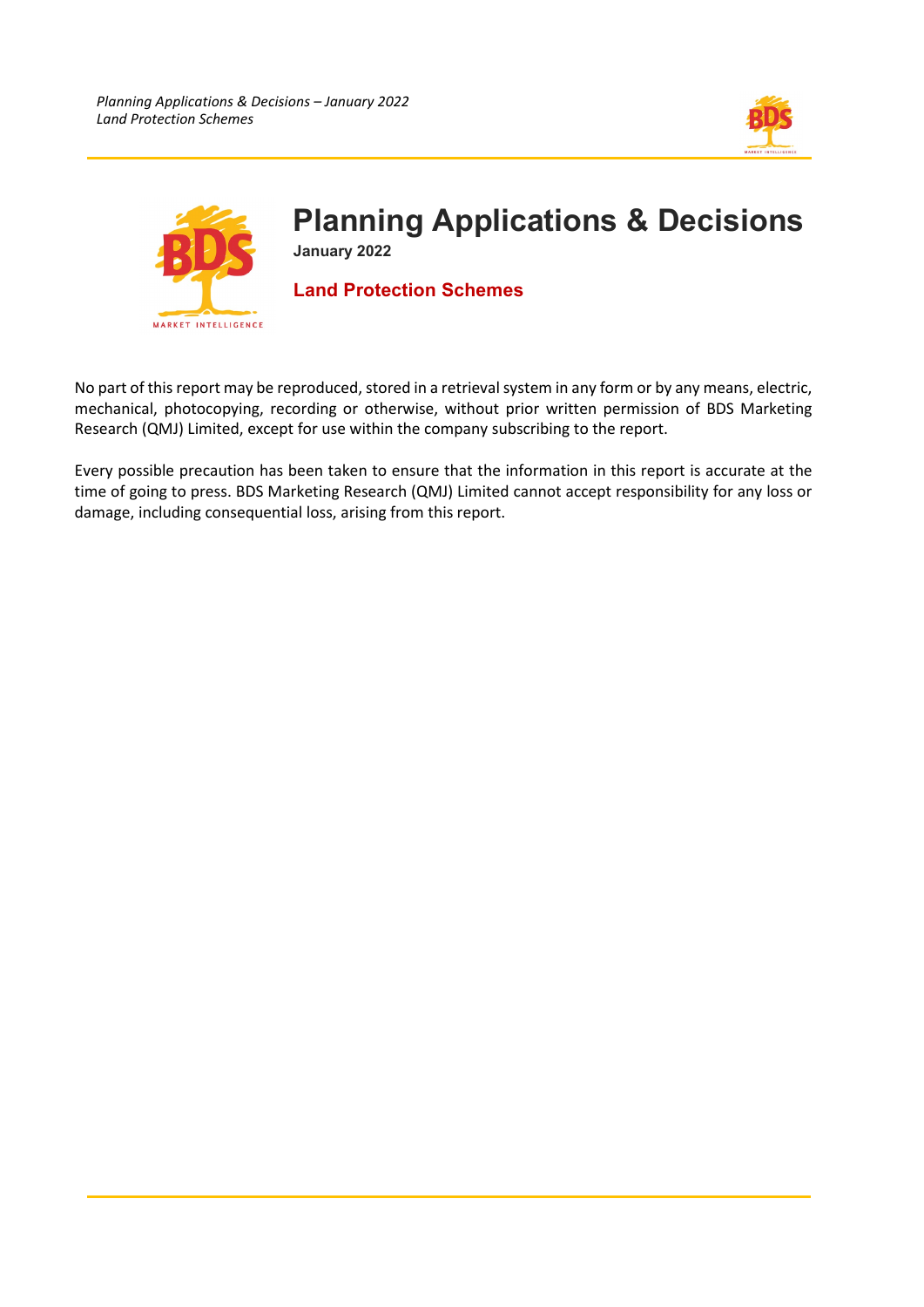# Planning Applications & Decisions

**January 2022**

## Land Protection Schemes

No part of this report may be reproduced, stored in a retrieval system in any form or by any means, electric, mechanical, photocopying, recording or otherwise, without prior written permission of BDS Marketing Research (QMJ) Limited, except for use within the company subscribing to the report.

Every possible precaution has been taken to ensure that the information in this report is accurate at the time of going to press. BDS Marketing Research (QMJ) Limited cannot accept responsibility for any loss or damage, including consequential loss, arising from this report.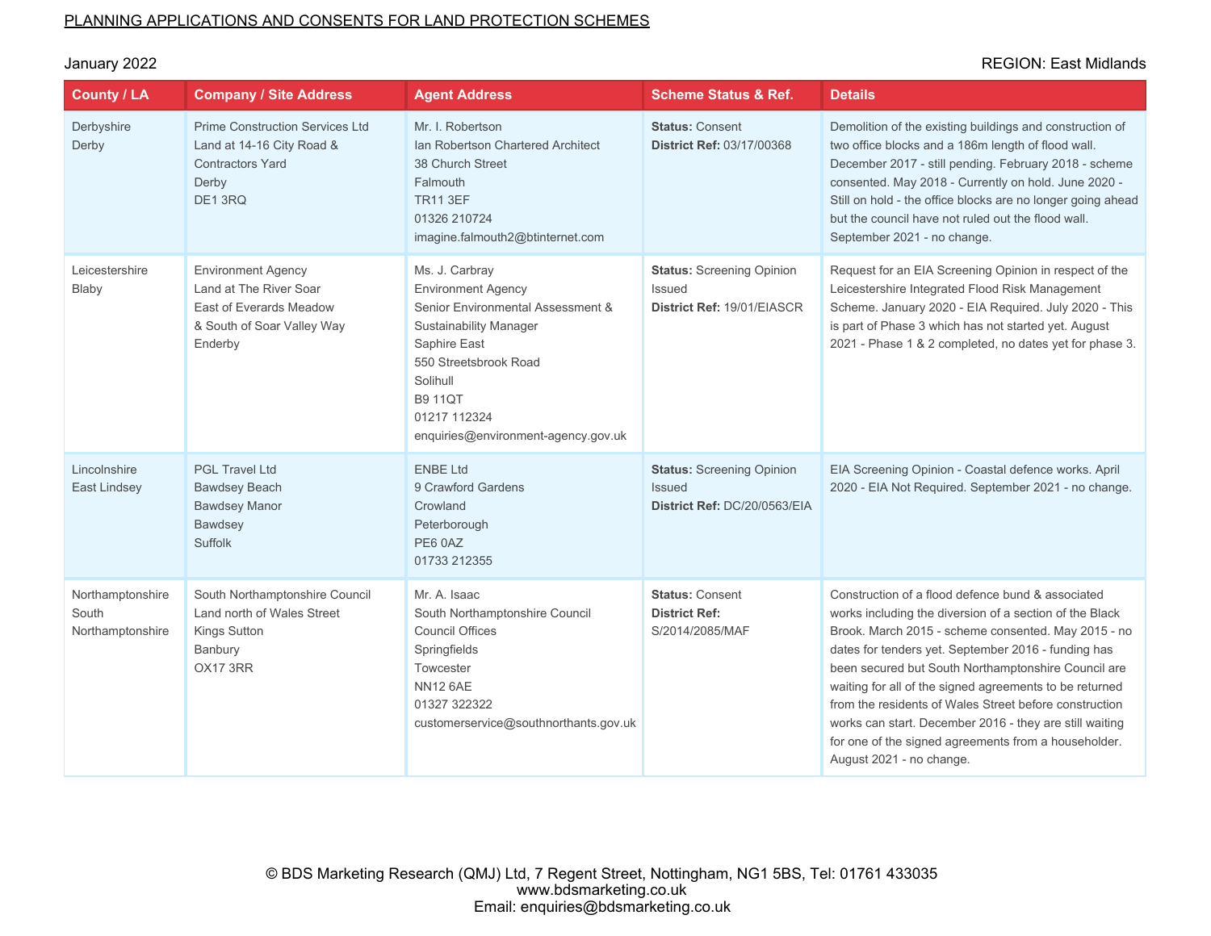PLANNING APPLICATIONS AND CONSENTS FOR LAND PROTECTION SCHEMES

January 2022

REGION: East Midlands

| County / LA | Company / Site Address | Agent Address | Scheme Status & Ref. | Details |
|---|---|---|---|---|
| Derbyshire<br>Derby | Prime Construction Services Ltd<br>Land at 14-16 City Road & Contractors Yard<br>Derby<br>DE1 3RQ | Mr. I. Robertson<br>Ian Robertson Chartered Architect<br>38 Church Street<br>Falmouth<br>TR11 3EF<br>01326 210724<br>imagine.falmouth2@btinternet.com | **Status:** Consent<br>**District Ref:** 03/17/00368 | Demolition of the existing buildings and construction of two office blocks and a 186m length of flood wall. December 2017 - still pending. February 2018 - scheme consented. May 2018 - Currently on hold. June 2020 - Still on hold - the office blocks are no longer going ahead but the council have not ruled out the flood wall. September 2021 - no change. |
| Leicestershire<br>Blaby | Environment Agency<br>Land at The River Soar<br>East of Everards Meadow<br>& South of Soar Valley Way<br>Enderby | Ms. J. Carbray<br>Environment Agency<br>Senior Environmental Assessment & Sustainability Manager<br>Saphire East<br>550 Streetsbrook Road<br>Solihull<br>B9 11QT<br>01217 112324<br>enquiries@environment-agency.gov.uk | **Status:** Screening Opinion Issued<br>**District Ref:** 19/01/EIASCR | Request for an EIA Screening Opinion in respect of the Leicestershire Integrated Flood Risk Management Scheme. January 2020 - EIA Required. July 2020 - This is part of Phase 3 which has not started yet. August 2021 - Phase 1 & 2 completed, no dates yet for phase 3. |
| Lincolnshire<br>East Lindsey | PGL Travel Ltd<br>Bawdsey Beach<br>Bawdsey Manor<br>Bawdsey<br>Suffolk | ENBE Ltd<br>9 Crawford Gardens<br>Crowland<br>Peterborough<br>PE6 0AZ<br>01733 212355 | **Status:** Screening Opinion Issued<br>**District Ref:** DC/20/0563/EIA | EIA Screening Opinion - Coastal defence works. April 2020 - EIA Not Required. September 2021 - no change. |
| Northamptonshire<br>South Northamptonshire | South Northamptonshire Council<br>Land north of Wales Street<br>Kings Sutton<br>Banbury<br>OX17 3RR | Mr. A. Isaac<br>South Northamptonshire Council<br>Council Offices<br>Springfields<br>Towcester<br>NN12 6AE<br>01327 322322<br>customerservice@southnorthants.gov.uk | **Status:** Consent<br>**District Ref:** S/2014/2085/MAF | Construction of a flood defence bund & associated works including the diversion of a section of the Black Brook. March 2015 - scheme consented. May 2015 - no dates for tenders yet. September 2016 - funding has been secured but South Northamptonshire Council are waiting for all of the signed agreements to be returned from the residents of Wales Street before construction works can start. December 2016 - they are still waiting for one of the signed agreements from a householder. August 2021 - no change. |

© BDS Marketing Research (QMJ) Ltd, 7 Regent Street, Nottingham, NG1 5BS, Tel: 01761 433035
www.bdsmarketing.co.uk
Email: enquiries@bdsmarketing.co.uk